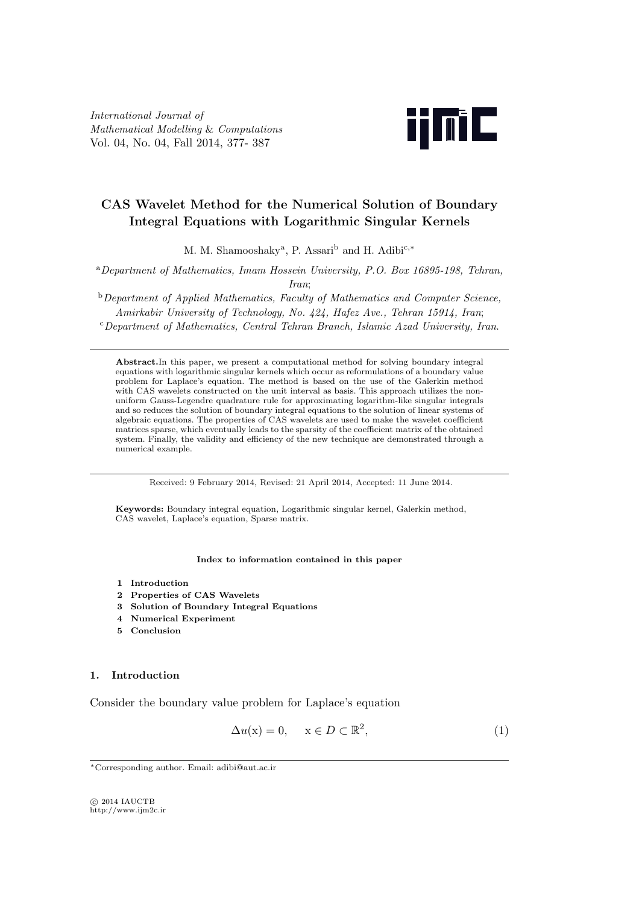# CAS Wavelet Method for the Numerical Solution of Boundary Integral Equations with Logarithmic Singular Kernels

M. M. Shamooshaky[a], P. Assari[b] and H. Adibi[c,*]

[a] *Department of Mathematics, Imam Hossein University, P.O. Box 16895-198, Tehran, Iran*;

[b] *Department of Applied Mathematics, Faculty of Mathematics and Computer Science, Amirkabir University of Technology, No. 424, Hafez Ave., Tehran 15914, Iran*;

[c] *Department of Mathematics, Central Tehran Branch, Islamic Azad University, Iran*.

---

**Abstract.** In this paper, we present a computational method for solving boundary integral equations with logarithmic singular kernels which occur as reformulations of a boundary value problem for Laplace's equation. The method is based on the use of the Galerkin method with CAS wavelets constructed on the unit interval as basis. This approach utilizes the non-uniform Gauss-Legendre quadrature rule for approximating logarithm-like singular integrals and so reduces the solution of boundary integral equations to the solution of linear systems of algebraic equations. The properties of CAS wavelets are used to make the wavelet coefficient matrices sparse, which eventually leads to the sparsity of the coefficient matrix of the obtained system. Finally, the validity and efficiency of the new technique are demonstrated through a numerical example.

---

Received: 9 February 2014, Revised: 21 April 2014, Accepted: 11 June 2014.

**Keywords:** Boundary integral equation, Logarithmic singular kernel, Galerkin method, CAS wavelet, Laplace's equation, Sparse matrix.

**Index to information contained in this paper**

1. **Introduction**
2. **Properties of CAS Wavelets**
3. **Solution of Boundary Integral Equations**
4. **Numerical Experiment**
5. **Conclusion**

## 1. Introduction

Consider the boundary value problem for Laplace's equation

$$\Delta u(\mathrm{x}) = 0, \quad \mathrm{x} \in D \subset \mathbb{R}^2, \tag{1}$$

---

*Corresponding author. Email: adibi@aut.ac.ir

© 2014 IAUCTB
http://www.ijm2c.ir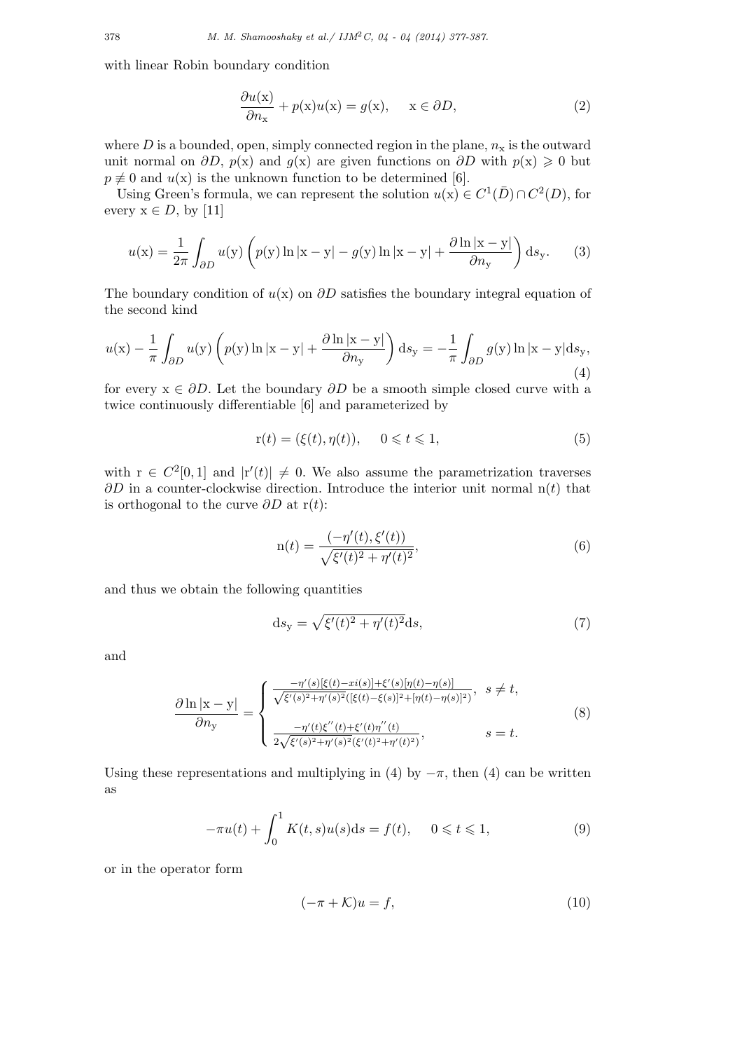with linear Robin boundary condition

$$\frac{\partial u(\mathrm{x})}{\partial n_{\mathrm{x}}} + p(\mathrm{x})u(\mathrm{x}) = g(\mathrm{x}), \qquad \mathrm{x} \in \partial D, \tag{2}$$

where $D$ is a bounded, open, simply connected region in the plane, $n_{\mathrm{x}}$ is the outward unit normal on $\partial D$, $p(\mathrm{x})$ and $g(\mathrm{x})$ are given functions on $\partial D$ with $p(\mathrm{x}) \geqslant 0$ but $p \not\equiv 0$ and $u(\mathrm{x})$ is the unknown function to be determined [6].

Using Green's formula, we can represent the solution $u(\mathrm{x}) \in C^1(\bar{D}) \cap C^2(D)$, for every $\mathrm{x} \in D$, by [11]

$$u(\mathrm{x}) = \frac{1}{2\pi} \int_{\partial D} u(\mathrm{y}) \left( p(\mathrm{y}) \ln |\mathrm{x} - \mathrm{y}| - g(\mathrm{y}) \ln |\mathrm{x} - \mathrm{y}| + \frac{\partial \ln |\mathrm{x} - \mathrm{y}|}{\partial n_{\mathrm{y}}} \right) \mathrm{d}s_{\mathrm{y}}. \tag{3}$$

The boundary condition of $u(\mathrm{x})$ on $\partial D$ satisfies the boundary integral equation of the second kind

$$u(\mathrm{x}) - \frac{1}{\pi} \int_{\partial D} u(\mathrm{y}) \left( p(\mathrm{y}) \ln |\mathrm{x} - \mathrm{y}| + \frac{\partial \ln |\mathrm{x} - \mathrm{y}|}{\partial n_{\mathrm{y}}} \right) \mathrm{d}s_{\mathrm{y}} = -\frac{1}{\pi} \int_{\partial D} g(\mathrm{y}) \ln |\mathrm{x} - \mathrm{y}| \mathrm{d}s_{\mathrm{y}}, \tag{4}$$

for every $\mathrm{x} \in \partial D$. Let the boundary $\partial D$ be a smooth simple closed curve with a twice continuously differentiable [6] and parameterized by

$$\mathrm{r}(t) = (\xi(t), \eta(t)), \qquad 0 \leqslant t \leqslant 1, \tag{5}$$

with $\mathrm{r} \in C^2[0,1]$ and $|\mathrm{r}'(t)| \neq 0$. We also assume the parametrization traverses $\partial D$ in a counter-clockwise direction. Introduce the interior unit normal $\mathrm{n}(t)$ that is orthogonal to the curve $\partial D$ at $\mathrm{r}(t)$:

$$\mathrm{n}(t) = \frac{(-\eta'(t), \xi'(t))}{\sqrt{\xi'(t)^2 + \eta'(t)^2}}, \tag{6}$$

and thus we obtain the following quantities

$$\mathrm{d}s_{\mathrm{y}} = \sqrt{\xi'(t)^2 + \eta'(t)^2} \mathrm{d}s, \tag{7}$$

and

$$\frac{\partial \ln |\mathrm{x} - \mathrm{y}|}{\partial n_{\mathrm{y}}} = \begin{cases} \frac{-\eta'(s)[\xi(t) - xi(s)] + \xi'(s)[\eta(t) - \eta(s)]}{\sqrt{\xi'(s)^2 + \eta'(s)^2}([\xi(t) - \xi(s)]^2 + [\eta(t) - \eta(s)]^2)}, & s \neq t, \\ \frac{-\eta'(t)\xi''(t) + \xi'(t)\eta''(t)}{2\sqrt{\xi'(s)^2 + \eta'(s)^2}(\xi'(t)^2 + \eta'(t)^2)}, & s = t. \end{cases} \tag{8}$$

Using these representations and multiplying in (4) by $-\pi$, then (4) can be written as

$$-\pi u(t) + \int_0^1 K(t,s) u(s) \mathrm{d}s = f(t), \qquad 0 \leqslant t \leqslant 1, \tag{9}$$

or in the operator form

$$(-\pi + \mathcal{K})u = f, \tag{10}$$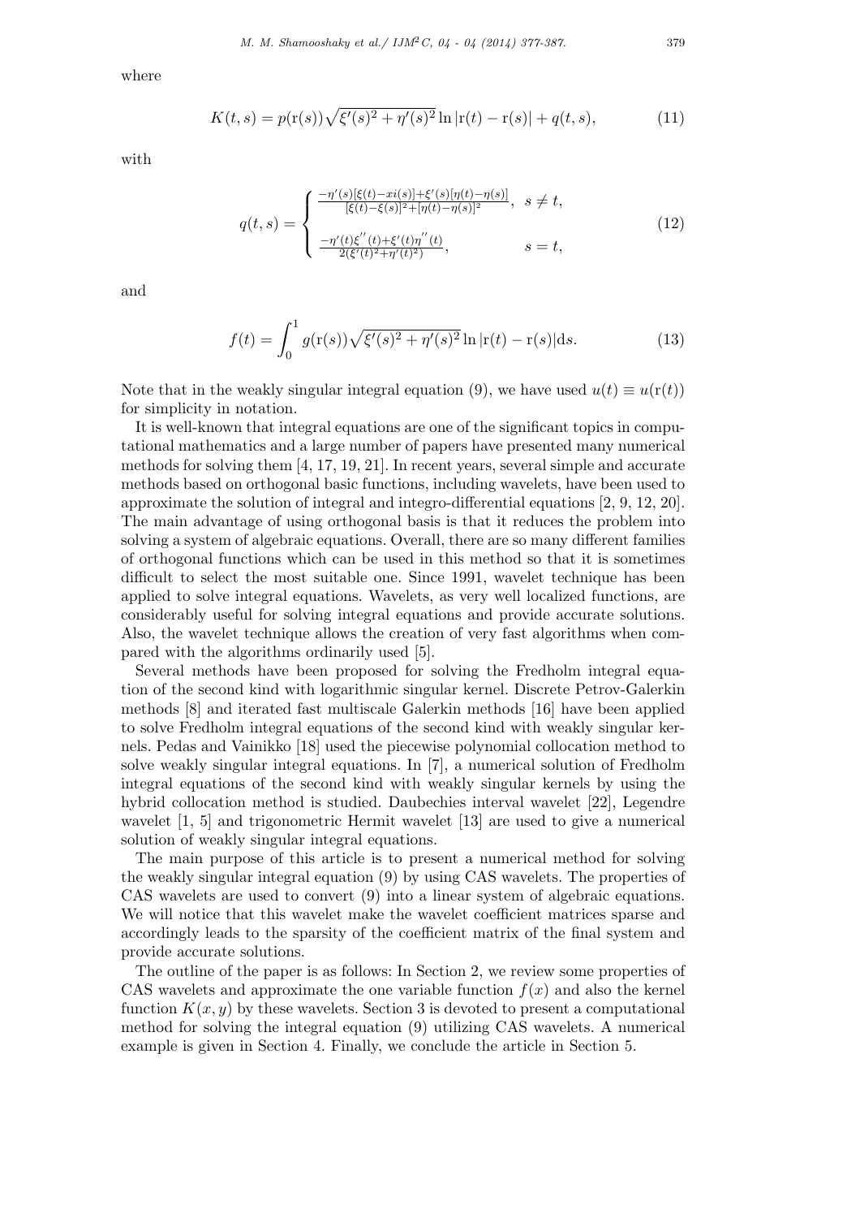where

$$K(t,s) = p(\mathrm{r}(s))\sqrt{\xi'(s)^2 + \eta'(s)^2}\ln|\mathrm{r}(t) - \mathrm{r}(s)| + q(t,s), \tag{11}$$

with

$$q(t,s) = \begin{cases} \frac{-\eta'(s)[\xi(t) - xi(s)] + \xi'(s)[\eta(t) - \eta(s)]}{[\xi(t) - \xi(s)]^2 + [\eta(t) - \eta(s)]^2}, & s \neq t, \\ \\ \frac{-\eta'(t)\xi''(t) + \xi'(t)\eta''(t)}{2(\xi'(t)^2 + \eta'(t)^2)}, & s = t, \end{cases} \tag{12}$$

and

$$f(t) = \int_0^1 g(\mathrm{r}(s))\sqrt{\xi'(s)^2 + \eta'(s)^2}\ln|\mathrm{r}(t) - \mathrm{r}(s)|\mathrm{d}s. \tag{13}$$

Note that in the weakly singular integral equation (9), we have used $u(t) \equiv u(\mathrm{r}(t))$ for simplicity in notation.

It is well-known that integral equations are one of the significant topics in computational mathematics and a large number of papers have presented many numerical methods for solving them [4, 17, 19, 21]. In recent years, several simple and accurate methods based on orthogonal basic functions, including wavelets, have been used to approximate the solution of integral and integro-differential equations [2, 9, 12, 20]. The main advantage of using orthogonal basis is that it reduces the problem into solving a system of algebraic equations. Overall, there are so many different families of orthogonal functions which can be used in this method so that it is sometimes difficult to select the most suitable one. Since 1991, wavelet technique has been applied to solve integral equations. Wavelets, as very well localized functions, are considerably useful for solving integral equations and provide accurate solutions. Also, the wavelet technique allows the creation of very fast algorithms when compared with the algorithms ordinarily used [5].

Several methods have been proposed for solving the Fredholm integral equation of the second kind with logarithmic singular kernel. Discrete Petrov-Galerkin methods [8] and iterated fast multiscale Galerkin methods [16] have been applied to solve Fredholm integral equations of the second kind with weakly singular kernels. Pedas and Vainikko [18] used the piecewise polynomial collocation method to solve weakly singular integral equations. In [7], a numerical solution of Fredholm integral equations of the second kind with weakly singular kernels by using the hybrid collocation method is studied. Daubechies interval wavelet [22], Legendre wavelet [1, 5] and trigonometric Hermit wavelet [13] are used to give a numerical solution of weakly singular integral equations.

The main purpose of this article is to present a numerical method for solving the weakly singular integral equation (9) by using CAS wavelets. The properties of CAS wavelets are used to convert (9) into a linear system of algebraic equations. We will notice that this wavelet make the wavelet coefficient matrices sparse and accordingly leads to the sparsity of the coefficient matrix of the final system and provide accurate solutions.

The outline of the paper is as follows: In Section 2, we review some properties of CAS wavelets and approximate the one variable function $f(x)$ and also the kernel function $K(x,y)$ by these wavelets. Section 3 is devoted to present a computational method for solving the integral equation (9) utilizing CAS wavelets. A numerical example is given in Section 4. Finally, we conclude the article in Section 5.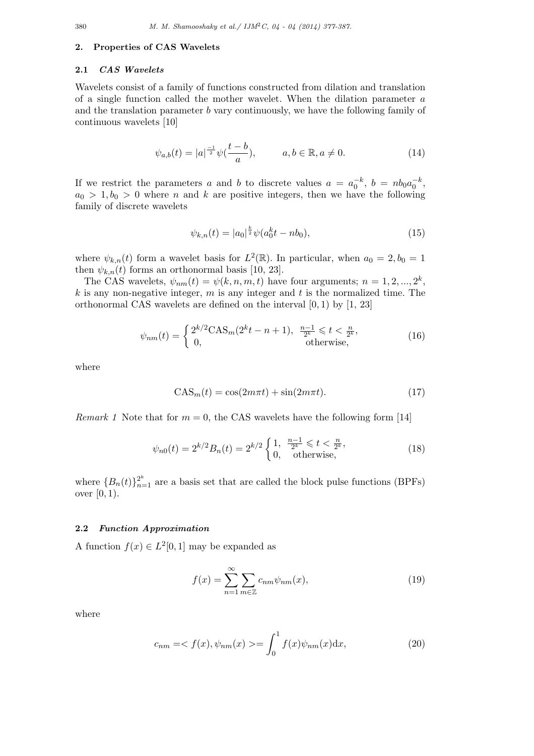## 2. Properties of CAS Wavelets

### 2.1 *CAS Wavelets*

Wavelets consist of a family of functions constructed from dilation and translation of a single function called the mother wavelet. When the dilation parameter $a$ and the translation parameter $b$ vary continuously, we have the following family of continuous wavelets [10]

$$\psi_{a,b}(t) = |a|^{\frac{-1}{2}}\psi(\frac{t-b}{a}), \qquad a, b \in \mathbb{R}, a \neq 0. \tag{14}$$

If we restrict the parameters $a$ and $b$ to discrete values $a = a_0^{-k}$, $b = nb_0a_0^{-k}$, $a_0 > 1, b_0 > 0$ where $n$ and $k$ are positive integers, then we have the following family of discrete wavelets

$$\psi_{k,n}(t) = |a_0|^{\frac{k}{2}}\psi(a_0^k t - nb_0), \tag{15}$$

where $\psi_{k,n}(t)$ form a wavelet basis for $L^2(\mathbb{R})$. In particular, when $a_0 = 2, b_0 = 1$ then $\psi_{k,n}(t)$ forms an orthonormal basis [10, 23].

The CAS wavelets, $\psi_{nm}(t) = \psi(k, n, m, t)$ have four arguments; $n = 1, 2, ..., 2^k$, $k$ is any non-negative integer, $m$ is any integer and $t$ is the normalized time. The orthonormal CAS wavelets are defined on the interval $[0, 1)$ by [1, 23]

$$\psi_{nm}(t) = \begin{cases} 2^{k/2}\mathrm{CAS}_m(2^k t - n + 1), & \frac{n-1}{2^k} \leqslant t < \frac{n}{2^k}, \\ 0, & \text{otherwise,} \end{cases} \tag{16}$$

where

$$\mathrm{CAS}_m(t) = \cos(2m\pi t) + \sin(2m\pi t). \tag{17}$$

*Remark 1* Note that for $m = 0$, the CAS wavelets have the following form [14]

$$\psi_{n0}(t) = 2^{k/2}B_n(t) = 2^{k/2}\begin{cases} 1, & \frac{n-1}{2^k} \leqslant t < \frac{n}{2^k}, \\ 0, & \text{otherwise,} \end{cases} \tag{18}$$

where $\{B_n(t)\}_{n=1}^{2^k}$ are a basis set that are called the block pulse functions (BPFs) over $[0, 1)$.

### 2.2 *Function Approximation*

A function $f(x) \in L^2[0, 1]$ may be expanded as

$$f(x) = \sum_{n=1}^{\infty}\sum_{m\in\mathbb{Z}} c_{nm}\psi_{nm}(x), \tag{19}$$

where

$$c_{nm} = < f(x), \psi_{nm}(x) > = \int_0^1 f(x)\psi_{nm}(x)\mathrm{d}x, \tag{20}$$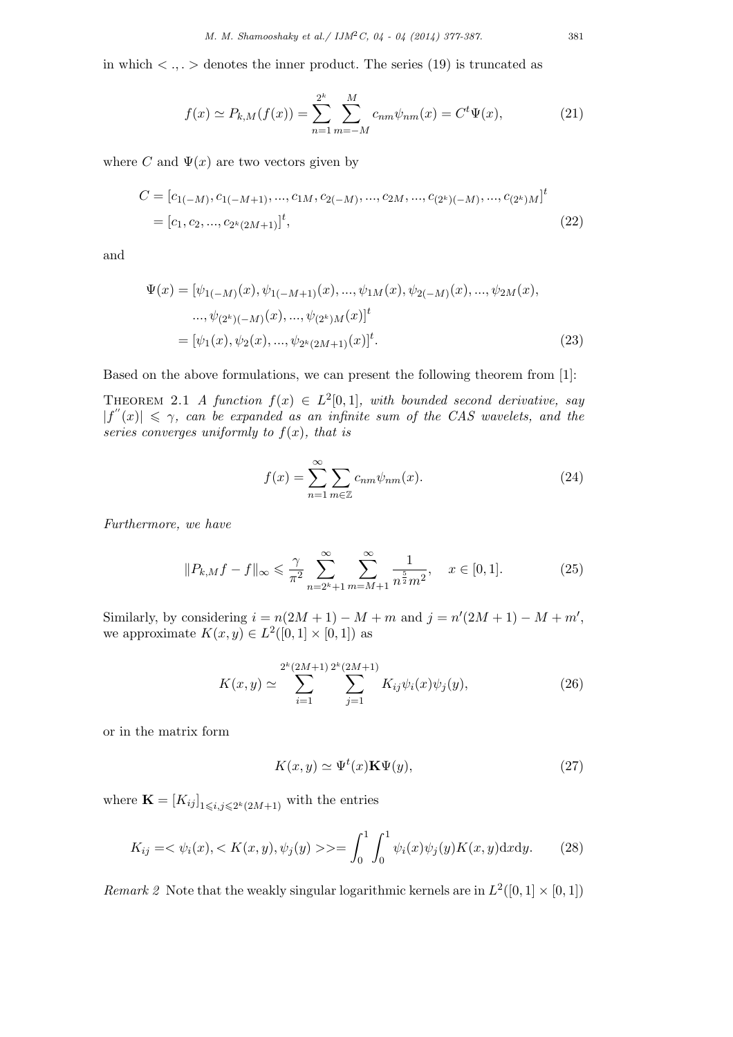in which $< .,. >$ denotes the inner product. The series (19) is truncated as

$$f(x) \simeq P_{k,M}(f(x)) = \sum_{n=1}^{2^k} \sum_{m=-M}^{M} c_{nm}\psi_{nm}(x) = C^t\Psi(x), \tag{21}$$

where $C$ and $\Psi(x)$ are two vectors given by

$$\begin{aligned} C &= [c_{1(-M)}, c_{1(-M+1)}, ..., c_{1M}, c_{2(-M)}, ..., c_{2M}, ..., c_{(2^k)(-M)}, ..., c_{(2^k)M}]^t \\ &= [c_1, c_2, ..., c_{2^k(2M+1)}]^t, \end{aligned} \tag{22}$$

and

$$\begin{aligned} \Psi(x) &= [\psi_{1(-M)}(x), \psi_{1(-M+1)}(x), ..., \psi_{1M}(x), \psi_{2(-M)}(x), ..., \psi_{2M}(x), \\ &\quad ..., \psi_{(2^k)(-M)}(x), ..., \psi_{(2^k)M}(x)]^t \\ &= [\psi_1(x), \psi_2(x), ..., \psi_{2^k(2M+1)}(x)]^t. \end{aligned} \tag{23}$$

Based on the above formulations, we can present the following theorem from [1]:

THEOREM 2.1 *A function $f(x) \in L^2[0,1]$, with bounded second derivative, say $|f''(x)| \leqslant \gamma$, can be expanded as an infinite sum of the CAS wavelets, and the series converges uniformly to $f(x)$, that is*

$$f(x) = \sum_{n=1}^{\infty} \sum_{m \in \mathbb{Z}} c_{nm}\psi_{nm}(x). \tag{24}$$

*Furthermore, we have*

$$\|P_{k,M}f - f\|_\infty \leqslant \frac{\gamma}{\pi^2} \sum_{n=2^k+1}^{\infty} \sum_{m=M+1}^{\infty} \frac{1}{n^{\frac{5}{2}} m^2}, \quad x \in [0,1]. \tag{25}$$

Similarly, by considering $i = n(2M+1) - M + m$ and $j = n'(2M+1) - M + m'$, we approximate $K(x,y) \in L^2([0,1] \times [0,1])$ as

$$K(x,y) \simeq \sum_{i=1}^{2^k(2M+1)} \sum_{j=1}^{2^k(2M+1)} K_{ij}\psi_i(x)\psi_j(y), \tag{26}$$

or in the matrix form

$$K(x,y) \simeq \Psi^t(x)\mathbf{K}\Psi(y), \tag{27}$$

where $\mathbf{K} = [K_{ij}]_{1 \leqslant i,j \leqslant 2^k(2M+1)}$ with the entries

$$K_{ij} = < \psi_i(x), < K(x,y), \psi_j(y) >> = \int_0^1 \int_0^1 \psi_i(x)\psi_j(y)K(x,y)\mathrm{d}x\mathrm{d}y. \tag{28}$$

*Remark 2* Note that the weakly singular logarithmic kernels are in $L^2([0,1] \times [0,1])$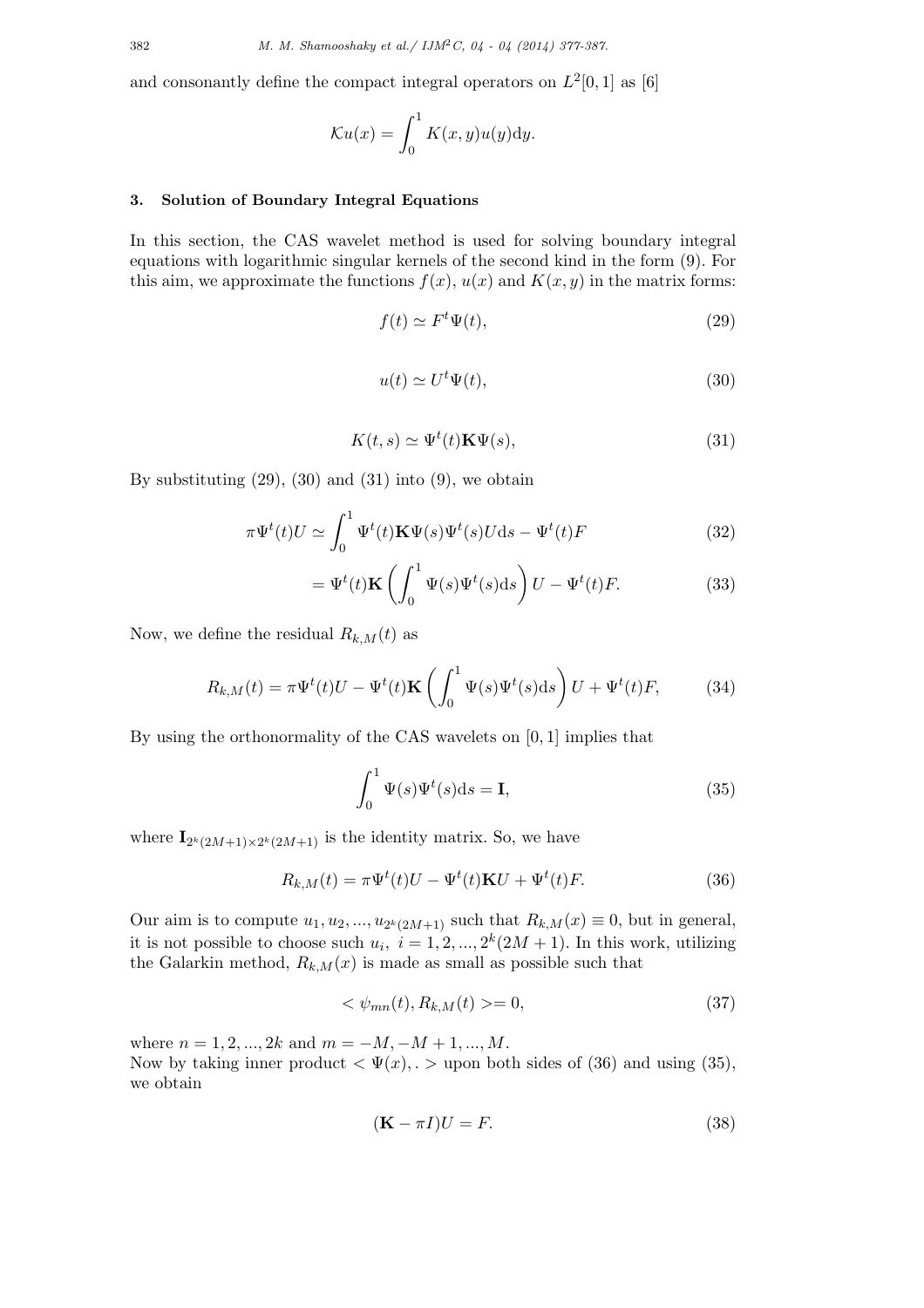and consonantly define the compact integral operators on $L^2[0,1]$ as [6]

$$\mathcal{K}u(x) = \int_0^1 K(x,y)u(y)\mathrm{d}y.$$

### 3. Solution of Boundary Integral Equations

In this section, the CAS wavelet method is used for solving boundary integral equations with logarithmic singular kernels of the second kind in the form (9). For this aim, we approximate the functions $f(x)$, $u(x)$ and $K(x,y)$ in the matrix forms:

$$f(t) \simeq F^t\Psi(t), \tag{29}$$

$$u(t) \simeq U^t\Psi(t), \tag{30}$$

$$K(t,s) \simeq \Psi^t(t)\mathbf{K}\Psi(s), \tag{31}$$

By substituting (29), (30) and (31) into (9), we obtain

$$\pi\Psi^t(t)U \simeq \int_0^1 \Psi^t(t)\mathbf{K}\Psi(s)\Psi^t(s)U\mathrm{d}s - \Psi^t(t)F \tag{32}$$

$$= \Psi^t(t)\mathbf{K}\left(\int_0^1 \Psi(s)\Psi^t(s)\mathrm{d}s\right)U - \Psi^t(t)F. \tag{33}$$

Now, we define the residual $R_{k,M}(t)$ as

$$R_{k,M}(t) = \pi\Psi^t(t)U - \Psi^t(t)\mathbf{K}\left(\int_0^1 \Psi(s)\Psi^t(s)\mathrm{d}s\right)U + \Psi^t(t)F, \tag{34}$$

By using the orthonormality of the CAS wavelets on $[0,1]$ implies that

$$\int_0^1 \Psi(s)\Psi^t(s)\mathrm{d}s = \mathbf{I}, \tag{35}$$

where $\mathbf{I}_{2^k(2M+1)\times 2^k(2M+1)}$ is the identity matrix. So, we have

$$R_{k,M}(t) = \pi\Psi^t(t)U - \Psi^t(t)\mathbf{K}U + \Psi^t(t)F. \tag{36}$$

Our aim is to compute $u_1, u_2, ..., u_{2^k(2M+1)}$ such that $R_{k,M}(x) \equiv 0$, but in general, it is not possible to choose such $u_i,\ i = 1, 2, ..., 2^k(2M+1)$. In this work, utilizing the Galarkin method, $R_{k,M}(x)$ is made as small as possible such that

$$< \psi_{mn}(t), R_{k,M}(t) >= 0, \tag{37}$$

where $n = 1, 2, ..., 2k$ and $m = -M, -M+1, ..., M$.
Now by taking inner product $< \Psi(x), . >$ upon both sides of (36) and using (35), we obtain

$$(\mathbf{K} - \pi I)U = F. \tag{38}$$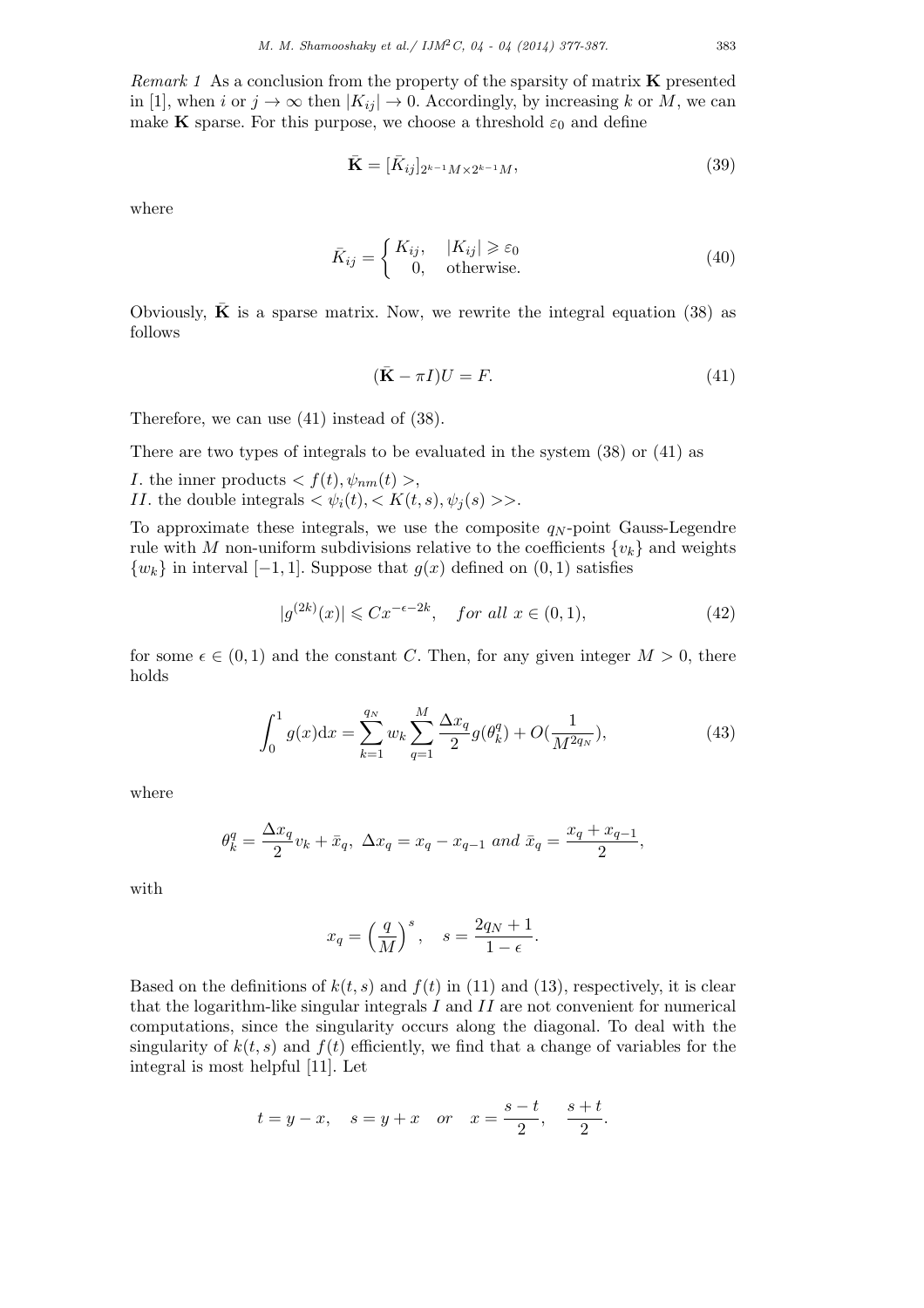*Remark 1* As a conclusion from the property of the sparsity of matrix $\mathbf{K}$ presented in [1], when $i$ or $j \to \infty$ then $|K_{ij}| \to 0$. Accordingly, by increasing $k$ or $M$, we can make $\mathbf{K}$ sparse. For this purpose, we choose a threshold $\varepsilon_0$ and define

$$\bar{\mathbf{K}} = [\bar{K}_{ij}]_{2^{k-1}M \times 2^{k-1}M}, \tag{39}$$

where

$$\bar{K}_{ij} = \begin{cases} K_{ij}, & |K_{ij}| \geqslant \varepsilon_0 \\ 0, & \text{otherwise.} \end{cases} \tag{40}$$

Obviously, $\bar{\mathbf{K}}$ is a sparse matrix. Now, we rewrite the integral equation (38) as follows

$$(\bar{\mathbf{K}} - \pi I)U = F. \tag{41}$$

Therefore, we can use (41) instead of (38).

There are two types of integrals to be evaluated in the system (38) or (41) as

$I$. the inner products $< f(t), \psi_{nm}(t) >$,
$II$. the double integrals $< \psi_i(t), < K(t,s), \psi_j(s) >>$.

To approximate these integrals, we use the composite $q_N$-point Gauss-Legendre rule with $M$ non-uniform subdivisions relative to the coefficients $\{v_k\}$ and weights $\{w_k\}$ in interval $[-1, 1]$. Suppose that $g(x)$ defined on $(0, 1)$ satisfies

$$|g^{(2k)}(x)| \leqslant Cx^{-\epsilon - 2k}, \quad \textit{for all } x \in (0, 1), \tag{42}$$

for some $\epsilon \in (0, 1)$ and the constant $C$. Then, for any given integer $M > 0$, there holds

$$\int_0^1 g(x)\mathrm{d}x = \sum_{k=1}^{q_N} w_k \sum_{q=1}^{M} \frac{\Delta x_q}{2} g(\theta_k^q) + O(\frac{1}{M^{2q_N}}), \tag{43}$$

where

$$\theta_k^q = \frac{\Delta x_q}{2} v_k + \bar{x}_q, \ \Delta x_q = x_q - x_{q-1} \ \textit{and} \ \bar{x}_q = \frac{x_q + x_{q-1}}{2},$$

with

$$x_q = \left(\frac{q}{M}\right)^s, \quad s = \frac{2q_N + 1}{1 - \epsilon}.$$

Based on the definitions of $k(t, s)$ and $f(t)$ in (11) and (13), respectively, it is clear that the logarithm-like singular integrals $I$ and $II$ are not convenient for numerical computations, since the singularity occurs along the diagonal. To deal with the singularity of $k(t, s)$ and $f(t)$ efficiently, we find that a change of variables for the integral is most helpful [11]. Let

$$t = y - x, \quad s = y + x \quad \textit{or} \quad x = \frac{s - t}{2}, \quad \frac{s + t}{2}.$$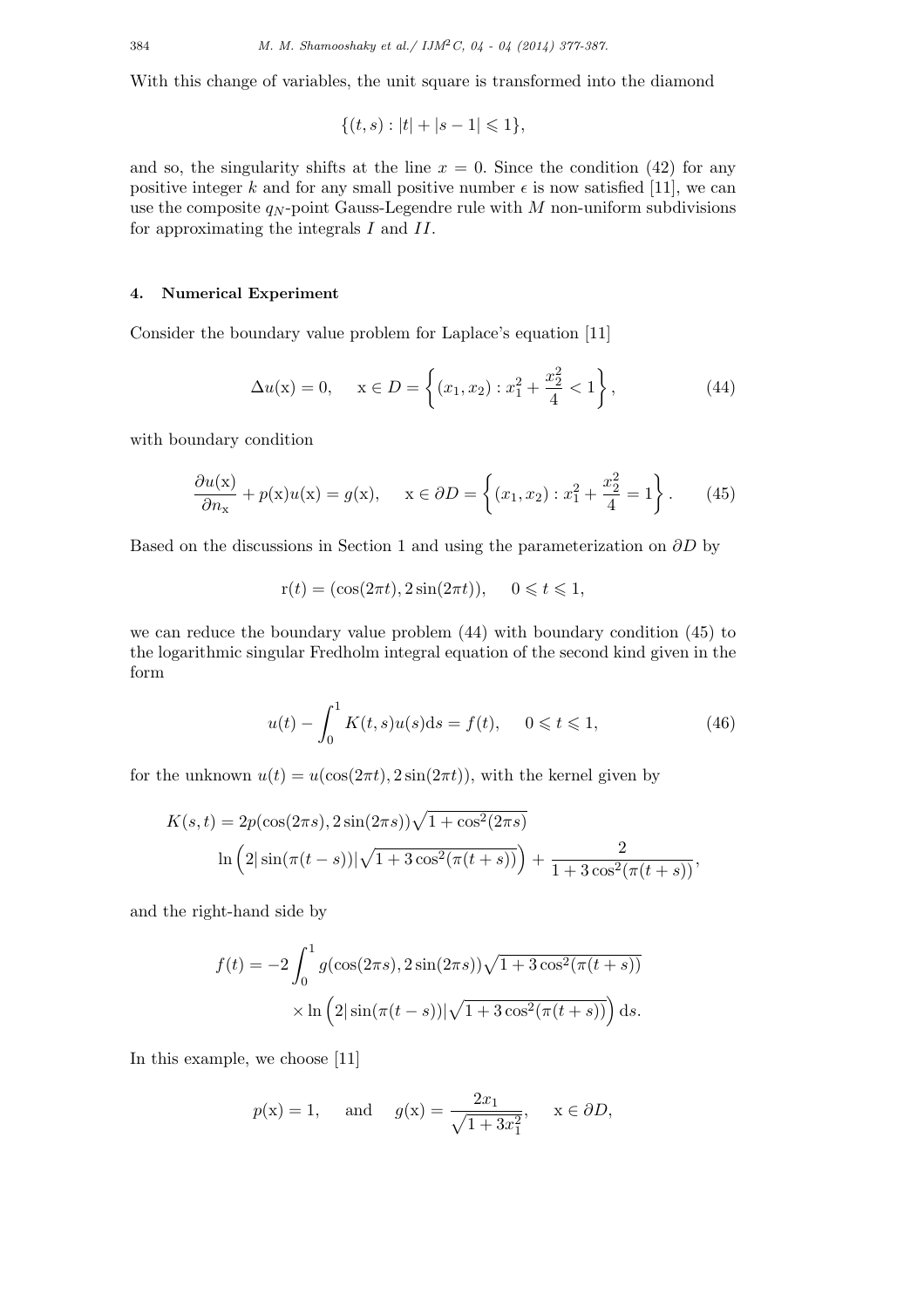With this change of variables, the unit square is transformed into the diamond

$$\{(t,s) : |t| + |s-1| \leqslant 1\},$$

and so, the singularity shifts at the line $x = 0$. Since the condition (42) for any positive integer $k$ and for any small positive number $\epsilon$ is now satisfied [11], we can use the composite $q_N$-point Gauss-Legendre rule with $M$ non-uniform subdivisions for approximating the integrals $I$ and $II$.

## 4. Numerical Experiment

Consider the boundary value problem for Laplace's equation [11]

$$\Delta u(\mathrm{x}) = 0, \qquad \mathrm{x} \in D = \left\{ (x_1, x_2) : x_1^2 + \frac{x_2^2}{4} < 1 \right\}, \tag{44}$$

with boundary condition

$$\frac{\partial u(\mathrm{x})}{\partial n_{\mathrm{x}}} + p(\mathrm{x})u(\mathrm{x}) = g(\mathrm{x}), \qquad \mathrm{x} \in \partial D = \left\{ (x_1, x_2) : x_1^2 + \frac{x_2^2}{4} = 1 \right\}. \tag{45}$$

Based on the discussions in Section 1 and using the parameterization on $\partial D$ by

$$\mathrm{r}(t) = (\cos(2\pi t), 2\sin(2\pi t)), \qquad 0 \leqslant t \leqslant 1,$$

we can reduce the boundary value problem (44) with boundary condition (45) to the logarithmic singular Fredholm integral equation of the second kind given in the form

$$u(t) - \int_0^1 K(t,s)u(s)\mathrm{d}s = f(t), \qquad 0 \leqslant t \leqslant 1, \tag{46}$$

for the unknown $u(t) = u(\cos(2\pi t), 2\sin(2\pi t))$, with the kernel given by

$$\begin{aligned} K(s,t) = {} & 2p(\cos(2\pi s), 2\sin(2\pi s))\sqrt{1 + \cos^2(2\pi s)} \\ & \ln\left(2|\sin(\pi(t-s))|\sqrt{1 + 3\cos^2(\pi(t+s))}\right) + \frac{2}{1 + 3\cos^2(\pi(t+s))}, \end{aligned}$$

and the right-hand side by

$$\begin{aligned} f(t) = -2\int_0^1 & g(\cos(2\pi s), 2\sin(2\pi s))\sqrt{1 + 3\cos^2(\pi(t+s))} \\ & \times \ln\left(2|\sin(\pi(t-s))|\sqrt{1 + 3\cos^2(\pi(t+s))}\right) \mathrm{d}s. \end{aligned}$$

In this example, we choose [11]

$$p(\mathrm{x}) = 1, \qquad \text{and} \qquad g(\mathrm{x}) = \frac{2x_1}{\sqrt{1 + 3x_1^2}}, \qquad \mathrm{x} \in \partial D,$$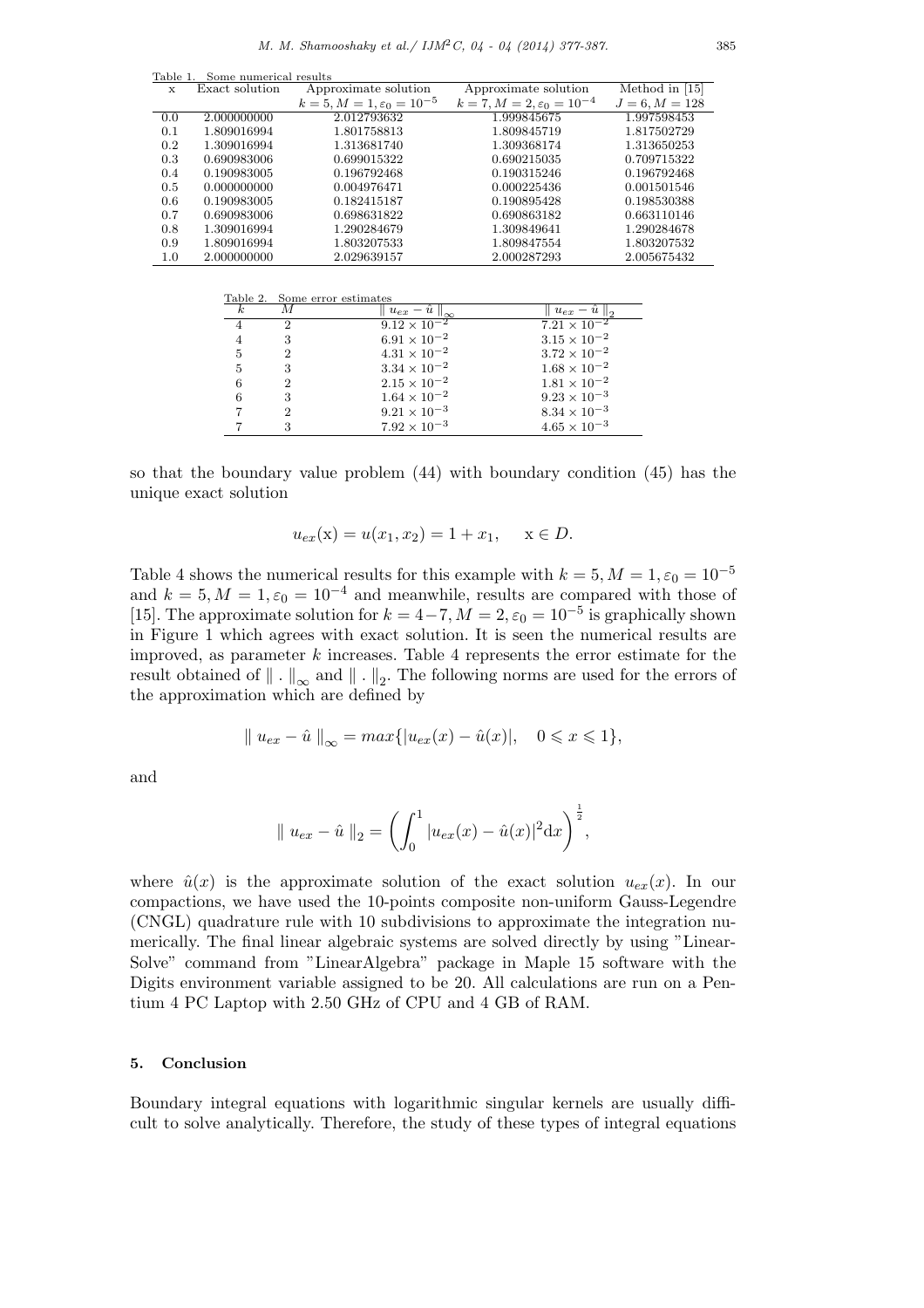Table 1. Some numerical results

| x | Exact solution | Approximate solution $k=5, M=1, \varepsilon_0=10^{-5}$ | Approximate solution $k=7, M=2, \varepsilon_0=10^{-4}$ | Method in [15] $J=6, M=128$ |
|---|---|---|---|---|
| 0.0 | 2.000000000 | 2.012793632 | 1.999845675 | 1.997598453 |
| 0.1 | 1.809016994 | 1.801758813 | 1.809845719 | 1.817502729 |
| 0.2 | 1.309016994 | 1.313681740 | 1.309368174 | 1.313650253 |
| 0.3 | 0.690983006 | 0.699015322 | 0.690215035 | 0.709715322 |
| 0.4 | 0.190983005 | 0.196792468 | 0.190315246 | 0.196792468 |
| 0.5 | 0.000000000 | 0.004976471 | 0.000225436 | 0.001501546 |
| 0.6 | 0.190983005 | 0.182415187 | 0.190895428 | 0.198530388 |
| 0.7 | 0.690983006 | 0.698631822 | 0.690863182 | 0.663110146 |
| 0.8 | 1.309016994 | 1.290284679 | 1.309849641 | 1.290284678 |
| 0.9 | 1.809016994 | 1.803207533 | 1.809847554 | 1.803207532 |
| 1.0 | 2.000000000 | 2.029639157 | 2.000287293 | 2.005675432 |

Table 2. Some error estimates

| $k$ | $M$ | $\parallel u_{ex} - \hat{u} \parallel_\infty$ | $\parallel u_{ex} - \hat{u} \parallel_2$ |
|---|---|---|---|
| 4 | 2 | $9.12 \times 10^{-2}$ | $7.21 \times 10^{-2}$ |
| 4 | 3 | $6.91 \times 10^{-2}$ | $3.15 \times 10^{-2}$ |
| 5 | 2 | $4.31 \times 10^{-2}$ | $3.72 \times 10^{-2}$ |
| 5 | 3 | $3.34 \times 10^{-2}$ | $1.68 \times 10^{-2}$ |
| 6 | 2 | $2.15 \times 10^{-2}$ | $1.81 \times 10^{-2}$ |
| 6 | 3 | $1.64 \times 10^{-2}$ | $9.23 \times 10^{-3}$ |
| 7 | 2 | $9.21 \times 10^{-3}$ | $8.34 \times 10^{-3}$ |
| 7 | 3 | $7.92 \times 10^{-3}$ | $4.65 \times 10^{-3}$ |

so that the boundary value problem (44) with boundary condition (45) has the unique exact solution

$$u_{ex}(\mathrm{x}) = u(x_1, x_2) = 1 + x_1, \qquad \mathrm{x} \in D.$$

Table 4 shows the numerical results for this example with $k = 5, M = 1, \varepsilon_0 = 10^{-5}$ and $k = 5, M = 1, \varepsilon_0 = 10^{-4}$ and meanwhile, results are compared with those of [15]. The approximate solution for $k = 4-7, M = 2, \varepsilon_0 = 10^{-5}$ is graphically shown in Figure 1 which agrees with exact solution. It is seen the numerical results are improved, as parameter $k$ increases. Table 4 represents the error estimate for the result obtained of $\parallel . \parallel_\infty$ and $\parallel . \parallel_2$. The following norms are used for the errors of the approximation which are defined by

$$\parallel u_{ex} - \hat{u} \parallel_\infty = max\{|u_{ex}(x) - \hat{u}(x)|, \quad 0 \leqslant x \leqslant 1\},$$

and

$$\parallel u_{ex} - \hat{u} \parallel_2 = \left( \int_0^1 |u_{ex}(x) - \hat{u}(x)|^2 \mathrm{d}x \right)^{\frac{1}{2}},$$

where $\hat{u}(x)$ is the approximate solution of the exact solution $u_{ex}(x)$. In our compactions, we have used the 10-points composite non-uniform Gauss-Legendre (CNGL) quadrature rule with 10 subdivisions to approximate the integration numerically. The final linear algebraic systems are solved directly by using "LinearSolve" command from "LinearAlgebra" package in Maple 15 software with the Digits environment variable assigned to be 20. All calculations are run on a Pentium 4 PC Laptop with 2.50 GHz of CPU and 4 GB of RAM.

## 5. Conclusion

Boundary integral equations with logarithmic singular kernels are usually difficult to solve analytically. Therefore, the study of these types of integral equations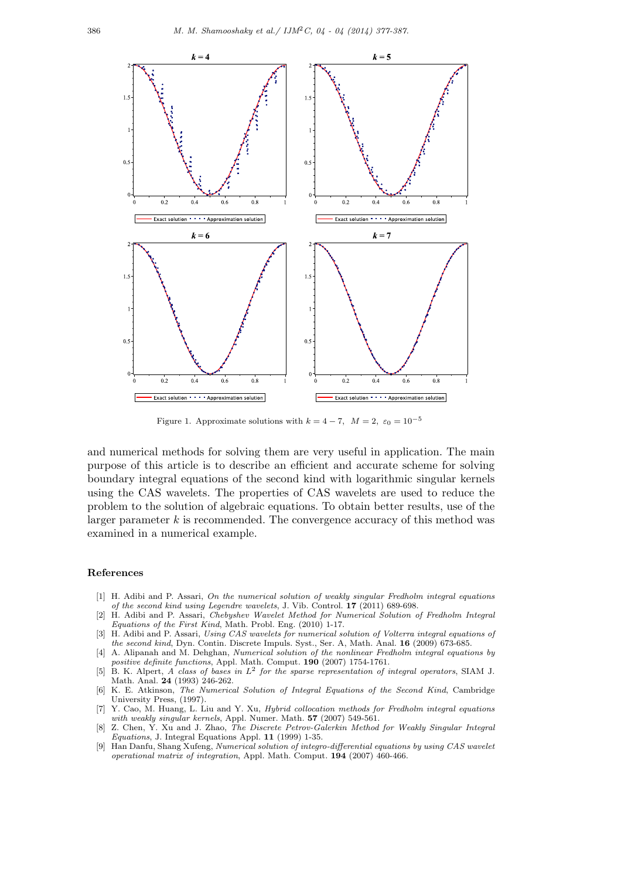Figure 1. Approximate solutions with $k = 4 - 7$, $M = 2$, $\varepsilon_0 = 10^{-5}$

and numerical methods for solving them are very useful in application. The main purpose of this article is to describe an efficient and accurate scheme for solving boundary integral equations of the second kind with logarithmic singular kernels using the CAS wavelets. The properties of CAS wavelets are used to reduce the problem to the solution of algebraic equations. To obtain better results, use of the larger parameter $k$ is recommended. The convergence accuracy of this method was examined in a numerical example.

## References

[1] H. Adibi and P. Assari, *On the numerical solution of weakly singular Fredholm integral equations of the second kind using Legendre wavelets*, J. Vib. Control. **17** (2011) 689-698.

[2] H. Adibi and P. Assari, *Chebyshev Wavelet Method for Numerical Solution of Fredholm Integral Equations of the First Kind*, Math. Probl. Eng. (2010) 1-17.

[3] H. Adibi and P. Assari, *Using CAS wavelets for numerical solution of Volterra integral equations of the second kind*, Dyn. Contin. Discrete Impuls. Syst., Ser. A, Math. Anal. **16** (2009) 673-685.

[4] A. Alipanah and M. Dehghan, *Numerical solution of the nonlinear Fredholm integral equations by positive definite functions*, Appl. Math. Comput. **190** (2007) 1754-1761.

[5] B. K. Alpert, *A class of bases in $L^2$ for the sparse representation of integral operators*, SIAM J. Math. Anal. **24** (1993) 246-262.

[6] K. E. Atkinson, *The Numerical Solution of Integral Equations of the Second Kind*, Cambridge University Press, (1997).

[7] Y. Cao, M. Huang, L. Liu and Y. Xu, *Hybrid collocation methods for Fredholm integral equations with weakly singular kernels*, Appl. Numer. Math. **57** (2007) 549-561.

[8] Z. Chen, Y. Xu and J. Zhao, *The Discrete Petrov-Galerkin Method for Weakly Singular Integral Equations*, J. Integral Equations Appl. **11** (1999) 1-35.

[9] Han Danfu, Shang Xufeng, *Numerical solution of integro-differential equations by using CAS wavelet operational matrix of integration*, Appl. Math. Comput. **194** (2007) 460-466.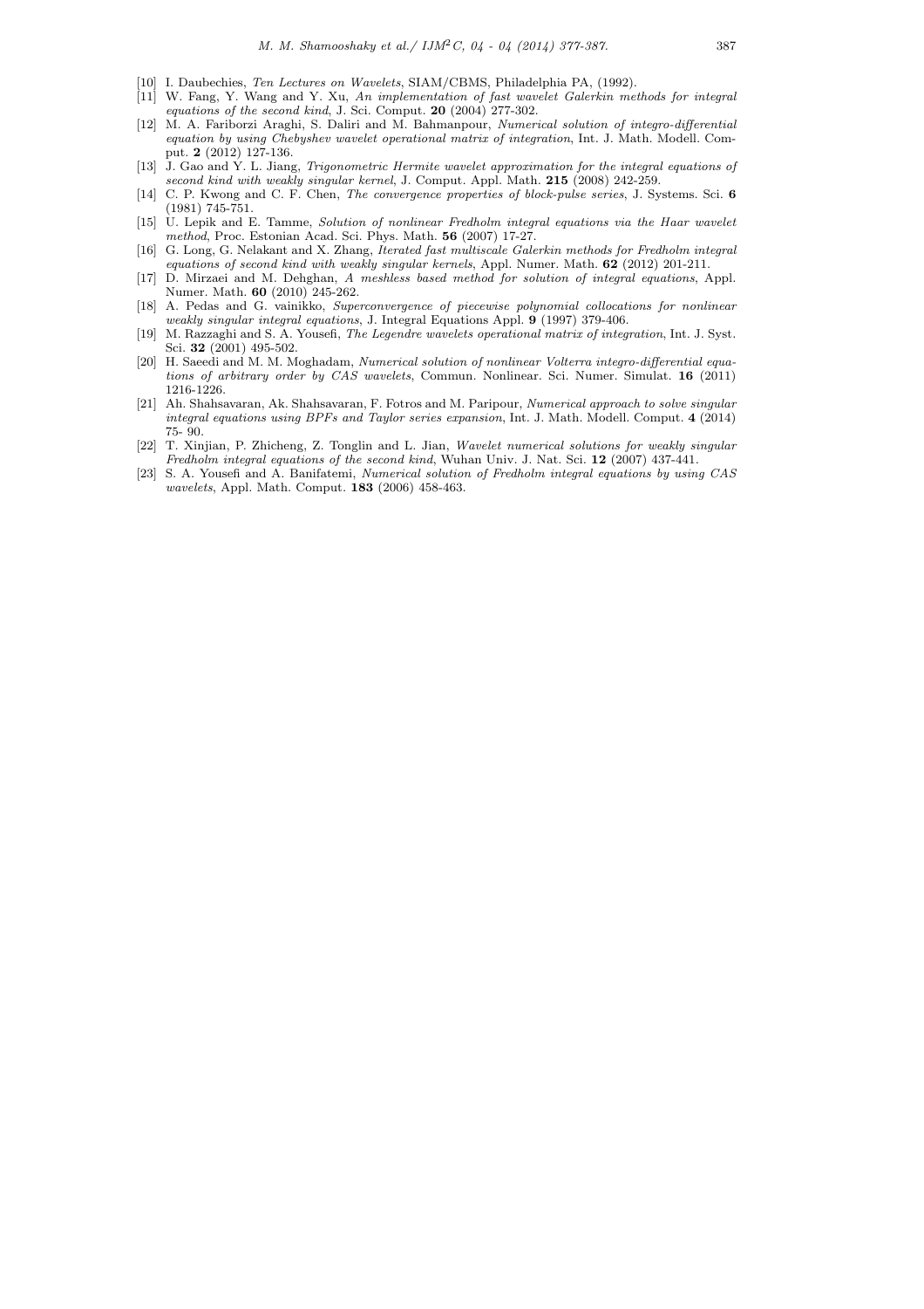[10] I. Daubechies, *Ten Lectures on Wavelets*, SIAM/CBMS, Philadelphia PA, (1992).

[11] W. Fang, Y. Wang and Y. Xu, *An implementation of fast wavelet Galerkin methods for integral equations of the second kind*, J. Sci. Comput. **20** (2004) 277-302.

[12] M. A. Fariborzi Araghi, S. Daliri and M. Bahmanpour, *Numerical solution of integro-differential equation by using Chebyshev wavelet operational matrix of integration*, Int. J. Math. Modell. Comput. **2** (2012) 127-136.

[13] J. Gao and Y. L. Jiang, *Trigonometric Hermite wavelet approximation for the integral equations of second kind with weakly singular kernel*, J. Comput. Appl. Math. **215** (2008) 242-259.

[14] C. P. Kwong and C. F. Chen, *The convergence properties of block-pulse series*, J. Systems. Sci. **6** (1981) 745-751.

[15] U. Lepik and E. Tamme, *Solution of nonlinear Fredholm integral equations via the Haar wavelet method*, Proc. Estonian Acad. Sci. Phys. Math. **56** (2007) 17-27.

[16] G. Long, G. Nelakant and X. Zhang, *Iterated fast multiscale Galerkin methods for Fredholm integral equations of second kind with weakly singular kernels*, Appl. Numer. Math. **62** (2012) 201-211.

[17] D. Mirzaei and M. Dehghan, *A meshless based method for solution of integral equations*, Appl. Numer. Math. **60** (2010) 245-262.

[18] A. Pedas and G. vainikko, *Superconvergence of piecewise polynomial collocations for nonlinear weakly singular integral equations*, J. Integral Equations Appl. **9** (1997) 379-406.

[19] M. Razzaghi and S. A. Yousefi, *The Legendre wavelets operational matrix of integration*, Int. J. Syst. Sci. **32** (2001) 495-502.

[20] H. Saeedi and M. M. Moghadam, *Numerical solution of nonlinear Volterra integro-differential equations of arbitrary order by CAS wavelets*, Commun. Nonlinear. Sci. Numer. Simulat. **16** (2011) 1216-1226.

[21] Ah. Shahsavaran, Ak. Shahsavaran, F. Fotros and M. Paripour, *Numerical approach to solve singular integral equations using BPFs and Taylor series expansion*, Int. J. Math. Modell. Comput. **4** (2014) 75- 90.

[22] T. Xinjian, P. Zhicheng, Z. Tonglin and L. Jian, *Wavelet numerical solutions for weakly singular Fredholm integral equations of the second kind*, Wuhan Univ. J. Nat. Sci. **12** (2007) 437-441.

[23] S. A. Yousefi and A. Banifatemi, *Numerical solution of Fredholm integral equations by using CAS wavelets*, Appl. Math. Comput. **183** (2006) 458-463.